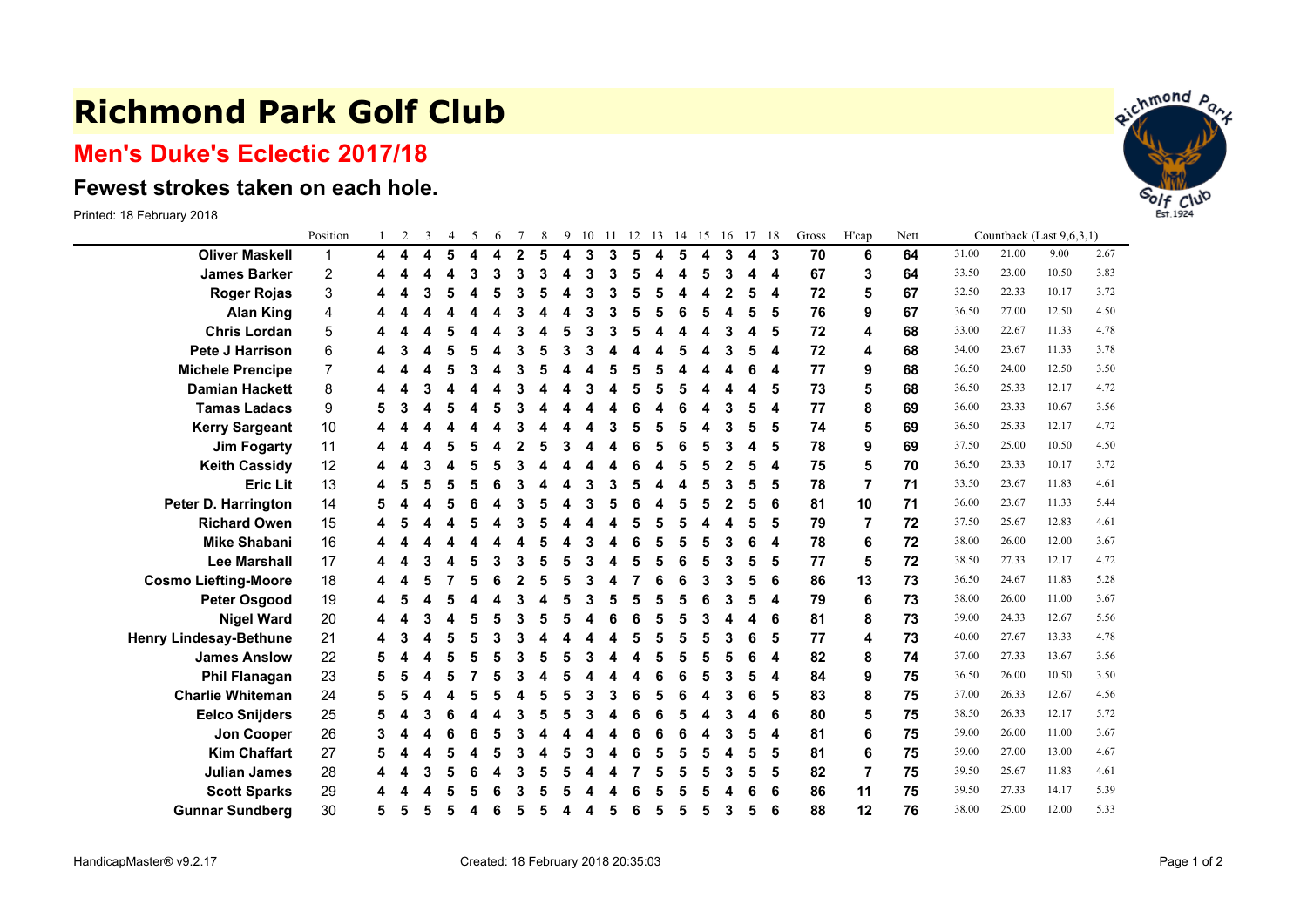# Richmond Park Golf Club

## Men's Duke's Eclectic 2017/18

### Fewest strokes taken on each hole.

Printed: 18 February 2018

| | Position | 1 | 2 | 3 | 4 | 5 | 6 | 7 | 8 | 9 | 10 | 11 | 12 | 13 | 14 | 15 | 16 | 17 | 18 | Gross | H'cap | Nett | Countback (Last 9,6,3,1) | | | |
|---|---|---|---|---|---|---|---|---|---|---|---|---|---|---|---|---|---|---|---|---|---|---|---|---|---|---|
| **Oliver Maskell** | 1 | 4 | 4 | 4 | 5 | 4 | 4 | 2 | 5 | 4 | 3 | 3 | 5 | 4 | 5 | 4 | 3 | 4 | 3 | 70 | 6 | 64 | 31.00 | 21.00 | 9.00 | 2.67 |
| **James Barker** | 2 | 4 | 4 | 4 | 4 | 3 | 3 | 3 | 3 | 4 | 3 | 3 | 5 | 4 | 4 | 5 | 3 | 4 | 4 | 67 | 3 | 64 | 33.50 | 23.00 | 10.50 | 3.83 |
| **Roger Rojas** | 3 | 4 | 4 | 3 | 5 | 4 | 5 | 3 | 5 | 4 | 3 | 3 | 5 | 5 | 4 | 4 | 2 | 5 | 4 | 72 | 5 | 67 | 32.50 | 22.33 | 10.17 | 3.72 |
| **Alan King** | 4 | 4 | 4 | 4 | 4 | 4 | 4 | 3 | 4 | 4 | 3 | 3 | 5 | 5 | 6 | 5 | 4 | 5 | 5 | 76 | 9 | 67 | 36.50 | 27.00 | 12.50 | 4.50 |
| **Chris Lordan** | 5 | 4 | 4 | 4 | 5 | 4 | 4 | 3 | 4 | 5 | 3 | 3 | 5 | 4 | 4 | 4 | 3 | 4 | 5 | 72 | 4 | 68 | 33.00 | 22.67 | 11.33 | 4.78 |
| **Pete J Harrison** | 6 | 4 | 3 | 4 | 5 | 5 | 4 | 3 | 5 | 3 | 3 | 4 | 4 | 4 | 5 | 4 | 3 | 5 | 4 | 72 | 4 | 68 | 34.00 | 23.67 | 11.33 | 3.78 |
| **Michele Prencipe** | 7 | 4 | 4 | 4 | 5 | 3 | 4 | 3 | 5 | 4 | 4 | 5 | 5 | 5 | 4 | 4 | 4 | 6 | 4 | 77 | 9 | 68 | 36.50 | 24.00 | 12.50 | 3.50 |
| **Damian Hackett** | 8 | 4 | 4 | 3 | 4 | 4 | 4 | 3 | 4 | 4 | 3 | 4 | 5 | 5 | 5 | 4 | 4 | 4 | 5 | 73 | 5 | 68 | 36.50 | 25.33 | 12.17 | 4.72 |
| **Tamas Ladacs** | 9 | 5 | 3 | 4 | 5 | 4 | 5 | 3 | 4 | 4 | 4 | 4 | 6 | 4 | 6 | 4 | 3 | 5 | 4 | 77 | 8 | 69 | 36.00 | 23.33 | 10.67 | 3.56 |
| **Kerry Sargeant** | 10 | 4 | 4 | 4 | 4 | 4 | 4 | 3 | 4 | 4 | 4 | 3 | 5 | 5 | 5 | 4 | 3 | 5 | 5 | 74 | 5 | 69 | 36.50 | 25.33 | 12.17 | 4.72 |
| **Jim Fogarty** | 11 | 4 | 4 | 4 | 5 | 5 | 4 | 2 | 5 | 3 | 4 | 4 | 6 | 5 | 6 | 5 | 3 | 4 | 5 | 78 | 9 | 69 | 37.50 | 25.00 | 10.50 | 4.50 |
| **Keith Cassidy** | 12 | 4 | 4 | 3 | 4 | 5 | 5 | 3 | 4 | 4 | 4 | 4 | 6 | 4 | 5 | 5 | 2 | 5 | 4 | 75 | 5 | 70 | 36.50 | 23.33 | 10.17 | 3.72 |
| **Eric Lit** | 13 | 4 | 5 | 5 | 5 | 5 | 6 | 3 | 4 | 4 | 3 | 3 | 5 | 4 | 4 | 5 | 3 | 5 | 5 | 78 | 7 | 71 | 33.50 | 23.67 | 11.83 | 4.61 |
| **Peter D. Harrington** | 14 | 5 | 4 | 4 | 5 | 6 | 4 | 3 | 5 | 4 | 3 | 5 | 6 | 4 | 5 | 5 | 2 | 5 | 6 | 81 | 10 | 71 | 36.00 | 23.67 | 11.33 | 5.44 |
| **Richard Owen** | 15 | 4 | 5 | 4 | 4 | 5 | 4 | 3 | 5 | 4 | 4 | 4 | 5 | 5 | 5 | 4 | 4 | 5 | 5 | 79 | 7 | 72 | 37.50 | 25.67 | 12.83 | 4.61 |
| **Mike Shabani** | 16 | 4 | 4 | 4 | 4 | 4 | 4 | 4 | 5 | 4 | 3 | 4 | 6 | 5 | 5 | 5 | 3 | 6 | 4 | 78 | 6 | 72 | 38.00 | 26.00 | 12.00 | 3.67 |
| **Lee Marshall** | 17 | 4 | 4 | 3 | 4 | 5 | 3 | 3 | 5 | 5 | 3 | 4 | 5 | 5 | 6 | 5 | 3 | 5 | 5 | 77 | 5 | 72 | 38.50 | 27.33 | 12.17 | 4.72 |
| **Cosmo Liefting-Moore** | 18 | 4 | 4 | 5 | 7 | 5 | 6 | 2 | 5 | 5 | 3 | 4 | 7 | 6 | 6 | 3 | 3 | 5 | 6 | 86 | 13 | 73 | 36.50 | 24.67 | 11.83 | 5.28 |
| **Peter Osgood** | 19 | 4 | 5 | 4 | 5 | 4 | 4 | 3 | 4 | 5 | 3 | 5 | 5 | 5 | 5 | 6 | 3 | 5 | 4 | 79 | 6 | 73 | 38.00 | 26.00 | 11.00 | 3.67 |
| **Nigel Ward** | 20 | 4 | 4 | 3 | 4 | 5 | 5 | 3 | 5 | 5 | 4 | 6 | 6 | 5 | 5 | 3 | 4 | 4 | 6 | 81 | 8 | 73 | 39.00 | 24.33 | 12.67 | 5.56 |
| **Henry Lindesay-Bethune** | 21 | 4 | 3 | 4 | 5 | 5 | 3 | 3 | 4 | 4 | 4 | 4 | 5 | 5 | 5 | 5 | 3 | 6 | 5 | 77 | 4 | 73 | 40.00 | 27.67 | 13.33 | 4.78 |
| **James Anslow** | 22 | 5 | 4 | 4 | 5 | 5 | 5 | 3 | 5 | 5 | 3 | 4 | 4 | 5 | 5 | 5 | 5 | 6 | 4 | 82 | 8 | 74 | 37.00 | 27.33 | 13.67 | 3.56 |
| **Phil Flanagan** | 23 | 5 | 5 | 4 | 5 | 7 | 5 | 3 | 4 | 5 | 4 | 4 | 4 | 6 | 6 | 5 | 3 | 5 | 4 | 84 | 9 | 75 | 36.50 | 26.00 | 10.50 | 3.50 |
| **Charlie Whiteman** | 24 | 5 | 5 | 4 | 4 | 5 | 5 | 4 | 5 | 5 | 3 | 3 | 6 | 5 | 6 | 4 | 3 | 6 | 5 | 83 | 8 | 75 | 37.00 | 26.33 | 12.67 | 4.56 |
| **Eelco Snijders** | 25 | 5 | 4 | 3 | 6 | 4 | 4 | 3 | 5 | 5 | 3 | 4 | 6 | 6 | 5 | 4 | 3 | 4 | 6 | 80 | 5 | 75 | 38.50 | 26.33 | 12.17 | 5.72 |
| **Jon Cooper** | 26 | 3 | 4 | 4 | 6 | 6 | 5 | 3 | 4 | 4 | 4 | 4 | 6 | 6 | 6 | 4 | 3 | 5 | 4 | 81 | 6 | 75 | 39.00 | 26.00 | 11.00 | 3.67 |
| **Kim Chaffart** | 27 | 5 | 4 | 4 | 5 | 4 | 5 | 3 | 4 | 5 | 3 | 4 | 6 | 5 | 5 | 5 | 4 | 5 | 5 | 81 | 6 | 75 | 39.00 | 27.00 | 13.00 | 4.67 |
| **Julian James** | 28 | 4 | 4 | 3 | 5 | 6 | 4 | 3 | 5 | 5 | 4 | 4 | 7 | 5 | 5 | 5 | 3 | 5 | 5 | 82 | 7 | 75 | 39.50 | 25.67 | 11.83 | 4.61 |
| **Scott Sparks** | 29 | 4 | 4 | 4 | 5 | 5 | 6 | 3 | 5 | 5 | 4 | 4 | 6 | 5 | 5 | 5 | 4 | 6 | 6 | 86 | 11 | 75 | 39.50 | 27.33 | 14.17 | 5.39 |
| **Gunnar Sundberg** | 30 | 5 | 5 | 5 | 5 | 4 | 6 | 5 | 5 | 4 | 4 | 5 | 6 | 5 | 5 | 5 | 3 | 5 | 6 | 88 | 12 | 76 | 38.00 | 25.00 | 12.00 | 5.33 |

HandicapMaster® v9.2.17

Created: 18 February 2018 20:35:03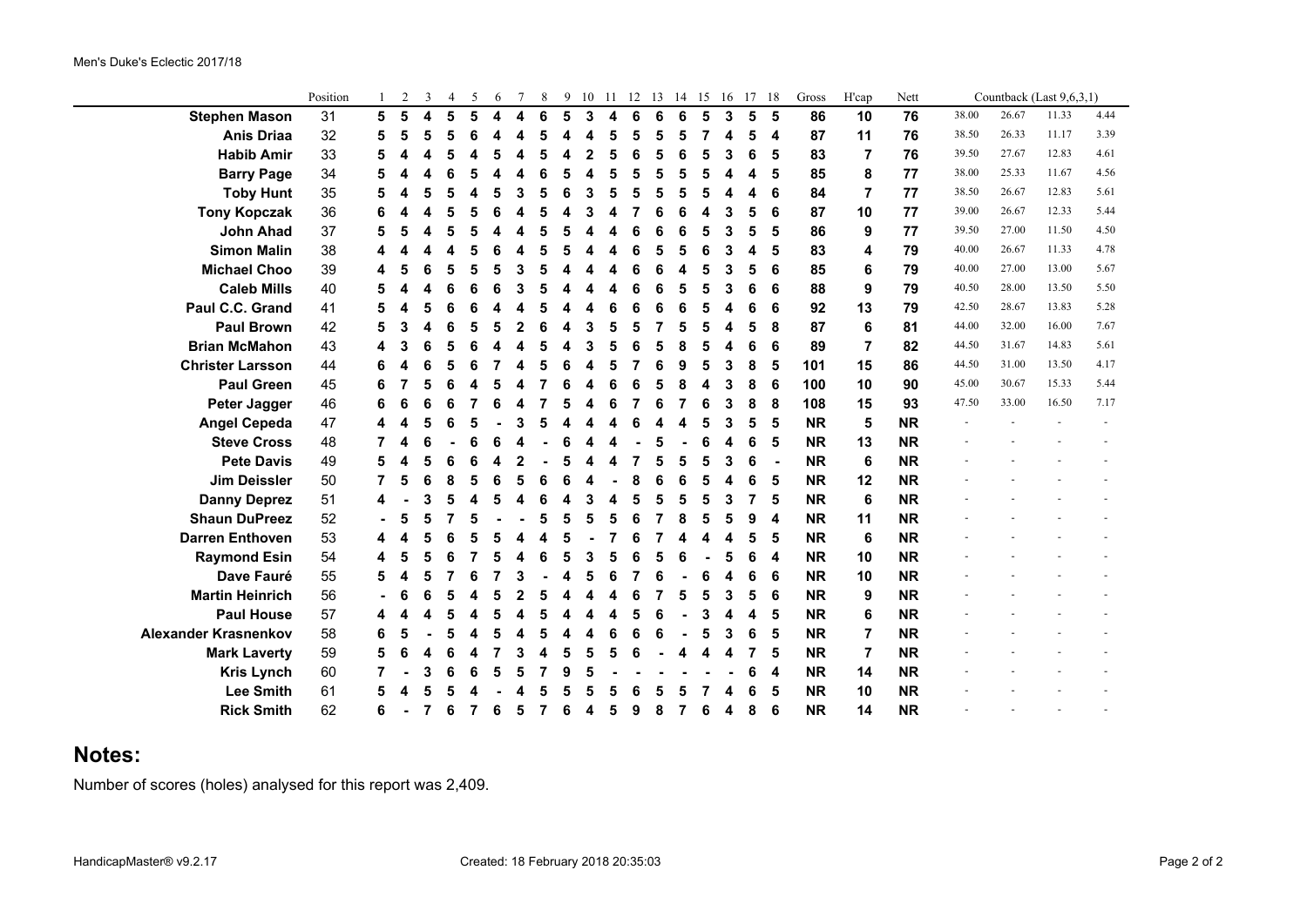Men's Duke's Eclectic 2017/18

| | Position | 1 | 2 | 3 | 4 | 5 | 6 | 7 | 8 | 9 | 10 | 11 | 12 | 13 | 14 | 15 | 16 | 17 | 18 | Gross | H'cap | Nett | Countback (Last 9,6,3,1) | | | |
|---|---|---|---|---|---|---|---|---|---|---|---|---|---|---|---|---|---|---|---|---|---|---|---|---|---|---|
| **Stephen Mason** | 31 | 5 | 5 | 4 | 5 | 5 | 4 | 4 | 6 | 5 | 3 | 4 | 6 | 6 | 6 | 5 | 3 | 5 | 5 | 86 | 10 | 76 | 38.00 | 26.67 | 11.33 | 4.44 |
| **Anis Driaa** | 32 | 5 | 5 | 5 | 5 | 6 | 4 | 4 | 5 | 4 | 4 | 5 | 5 | 5 | 5 | 7 | 4 | 5 | 4 | 87 | 11 | 76 | 38.50 | 26.33 | 11.17 | 3.39 |
| **Habib Amir** | 33 | 5 | 4 | 4 | 5 | 4 | 5 | 4 | 5 | 4 | 2 | 5 | 6 | 5 | 6 | 5 | 3 | 6 | 5 | 83 | 7 | 76 | 39.50 | 27.67 | 12.83 | 4.61 |
| **Barry Page** | 34 | 5 | 4 | 4 | 6 | 5 | 4 | 4 | 6 | 5 | 4 | 5 | 5 | 5 | 5 | 5 | 4 | 4 | 5 | 85 | 8 | 77 | 38.00 | 25.33 | 11.67 | 4.56 |
| **Toby Hunt** | 35 | 5 | 4 | 5 | 5 | 4 | 5 | 3 | 5 | 6 | 3 | 5 | 5 | 5 | 5 | 5 | 4 | 4 | 6 | 84 | 7 | 77 | 38.50 | 26.67 | 12.83 | 5.61 |
| **Tony Kopczak** | 36 | 6 | 4 | 4 | 5 | 5 | 6 | 4 | 5 | 4 | 3 | 4 | 7 | 6 | 6 | 4 | 3 | 5 | 6 | 87 | 10 | 77 | 39.00 | 26.67 | 12.33 | 5.44 |
| **John Ahad** | 37 | 5 | 5 | 4 | 5 | 5 | 4 | 4 | 5 | 5 | 4 | 4 | 6 | 6 | 6 | 5 | 3 | 5 | 5 | 86 | 9 | 77 | 39.50 | 27.00 | 11.50 | 4.50 |
| **Simon Malin** | 38 | 4 | 4 | 4 | 4 | 5 | 6 | 4 | 5 | 5 | 4 | 4 | 6 | 5 | 5 | 6 | 3 | 4 | 5 | 83 | 4 | 79 | 40.00 | 26.67 | 11.33 | 4.78 |
| **Michael Choo** | 39 | 4 | 5 | 6 | 5 | 5 | 5 | 3 | 5 | 4 | 4 | 4 | 6 | 6 | 4 | 5 | 3 | 5 | 6 | 85 | 6 | 79 | 40.00 | 27.00 | 13.00 | 5.67 |
| **Caleb Mills** | 40 | 5 | 4 | 4 | 6 | 6 | 6 | 3 | 5 | 4 | 4 | 4 | 6 | 6 | 5 | 5 | 3 | 6 | 6 | 88 | 9 | 79 | 40.50 | 28.00 | 13.50 | 5.50 |
| **Paul C.C. Grand** | 41 | 5 | 4 | 5 | 6 | 6 | 4 | 4 | 5 | 4 | 4 | 6 | 6 | 6 | 6 | 5 | 4 | 6 | 6 | 92 | 13 | 79 | 42.50 | 28.67 | 13.83 | 5.28 |
| **Paul Brown** | 42 | 5 | 3 | 4 | 6 | 5 | 5 | 2 | 6 | 4 | 3 | 5 | 5 | 7 | 5 | 5 | 4 | 5 | 8 | 87 | 6 | 81 | 44.00 | 32.00 | 16.00 | 7.67 |
| **Brian McMahon** | 43 | 4 | 3 | 6 | 5 | 6 | 4 | 4 | 5 | 4 | 3 | 5 | 6 | 5 | 8 | 5 | 4 | 6 | 6 | 89 | 7 | 82 | 44.50 | 31.67 | 14.83 | 5.61 |
| **Christer Larsson** | 44 | 6 | 4 | 6 | 5 | 6 | 7 | 4 | 5 | 6 | 4 | 5 | 7 | 6 | 9 | 5 | 3 | 8 | 5 | 101 | 15 | 86 | 44.50 | 31.00 | 13.50 | 4.17 |
| **Paul Green** | 45 | 6 | 7 | 5 | 6 | 4 | 5 | 4 | 7 | 6 | 4 | 6 | 6 | 5 | 8 | 4 | 3 | 8 | 6 | 100 | 10 | 90 | 45.00 | 30.67 | 15.33 | 5.44 |
| **Peter Jagger** | 46 | 6 | 6 | 6 | 6 | 7 | 6 | 4 | 7 | 5 | 4 | 6 | 7 | 6 | 7 | 6 | 3 | 8 | 8 | 108 | 15 | 93 | 47.50 | 33.00 | 16.50 | 7.17 |
| **Angel Cepeda** | 47 | 4 | 4 | 5 | 6 | 5 | - | 3 | 5 | 4 | 4 | 4 | 6 | 4 | 4 | 5 | 3 | 5 | 5 | NR | 5 | NR | - | - | - | - |
| **Steve Cross** | 48 | 7 | 4 | 6 | - | 6 | 6 | 4 | - | 6 | 4 | 4 | - | 5 | - | 6 | 4 | 6 | 5 | NR | 13 | NR | - | - | - | - |
| **Pete Davis** | 49 | 5 | 4 | 5 | 6 | 6 | 4 | 2 | - | 5 | 4 | 4 | 7 | 5 | 5 | 5 | 3 | 6 | - | NR | 6 | NR | - | - | - | - |
| **Jim Deissler** | 50 | 7 | 5 | 6 | 8 | 5 | 6 | 5 | 6 | 6 | 4 | - | 8 | 6 | 6 | 5 | 4 | 6 | 5 | NR | 12 | NR | - | - | - | - |
| **Danny Deprez** | 51 | 4 | - | 3 | 5 | 4 | 5 | 4 | 6 | 4 | 3 | 4 | 5 | 5 | 5 | 5 | 3 | 7 | 5 | NR | 6 | NR | - | - | - | - |
| **Shaun DuPreez** | 52 | - | 5 | 5 | 7 | 5 | - | - | 5 | 5 | 5 | 5 | 6 | 7 | 8 | 5 | 5 | 9 | 4 | NR | 11 | NR | - | - | - | - |
| **Darren Enthoven** | 53 | 4 | 4 | 5 | 6 | 5 | 5 | 4 | 4 | 5 | - | 7 | 6 | 7 | 4 | 4 | 4 | 5 | 5 | NR | 6 | NR | - | - | - | - |
| **Raymond Esin** | 54 | 4 | 5 | 5 | 6 | 7 | 5 | 4 | 6 | 5 | 3 | 5 | 6 | 5 | 6 | - | 5 | 6 | 4 | NR | 10 | NR | - | - | - | - |
| **Dave Fauré** | 55 | 5 | 4 | 5 | 7 | 6 | 7 | 3 | - | 4 | 5 | 6 | 7 | 6 | - | 6 | 4 | 6 | 6 | NR | 10 | NR | - | - | - | - |
| **Martin Heinrich** | 56 | - | 6 | 6 | 5 | 4 | 5 | 2 | 5 | 4 | 4 | 4 | 6 | 7 | 5 | 5 | 3 | 5 | 6 | NR | 9 | NR | - | - | - | - |
| **Paul House** | 57 | 4 | 4 | 4 | 5 | 4 | 5 | 4 | 5 | 4 | 4 | 4 | 5 | 6 | - | 3 | 4 | 4 | 5 | NR | 6 | NR | - | - | - | - |
| **Alexander Krasnenkov** | 58 | 6 | 5 | - | 5 | 4 | 5 | 4 | 5 | 4 | 4 | 6 | 6 | 6 | - | 5 | 3 | 6 | 5 | NR | 7 | NR | - | - | - | - |
| **Mark Laverty** | 59 | 5 | 6 | 4 | 6 | 4 | 7 | 3 | 4 | 5 | 5 | 5 | 6 | - | 4 | 4 | 4 | 7 | 5 | NR | 7 | NR | - | - | - | - |
| **Kris Lynch** | 60 | 7 | - | 3 | 6 | 6 | 5 | 5 | 7 | 9 | 5 | - | - | - | - | - | - | 6 | 4 | NR | 14 | NR | - | - | - | - |
| **Lee Smith** | 61 | 5 | 4 | 5 | 5 | 4 | - | 4 | 5 | 5 | 5 | 5 | 6 | 5 | 5 | 7 | 4 | 6 | 5 | NR | 10 | NR | - | - | - | - |
| **Rick Smith** | 62 | 6 | - | 7 | 6 | 7 | 6 | 5 | 7 | 6 | 4 | 5 | 9 | 8 | 7 | 6 | 4 | 8 | 6 | NR | 14 | NR | - | - | - | - |

## Notes:

Number of scores (holes) analysed for this report was 2,409.

HandicapMaster® v9.2.17 Created: 18 February 2018 20:35:03